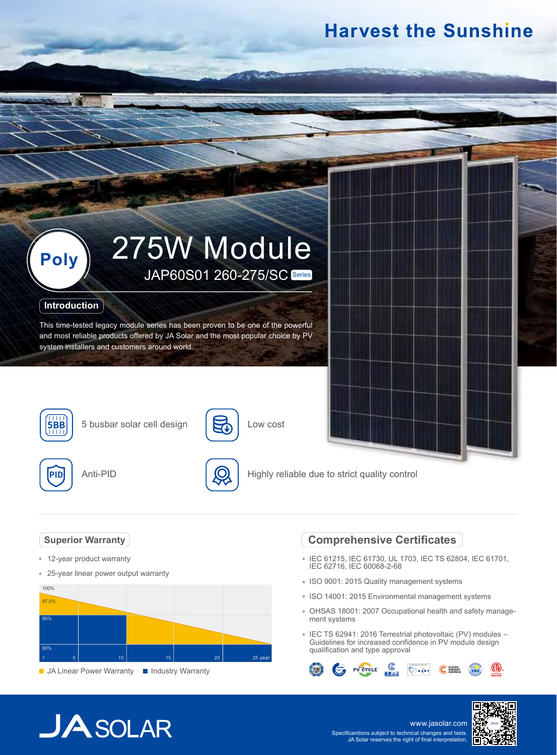# Harvest the Sunshine

**Poly**

# 275W Module

## JAP60S01 260-275/SC Series

### Introduction

This time-tested legacy module series has been proven to be one of the powerful and most reliable products offered by JA Solar and the most popular choice by PV system installers and customers around world.

- 5 busbar solar cell design
- Low cost
- Anti-PID
- Highly reliable due to strict quality control

### Superior Warranty

- 12-year product warranty
- 25-year linear power output warranty

100%
97.5%
90%
80%
1 5 10 15 20 25 year

JA Linear Power Warranty    Industry Warranty

### Comprehensive Certificates

- IEC 61215, IEC 61730, UL 1703, IEC TS 62804, IEC 61701, IEC 62716, IEC 60068-2-68
- ISO 9001: 2015 Quality management systems
- ISO 14001: 2015 Environmental management systems
- OHSAS 18001: 2007 Occupational health and safety management systems
- IEC TS 62941: 2016 Terrestrial photovoltaic (PV) modules – Guidelines for increased confidence in PV module design qualification and type approval

JA SOLAR

www.jasolar.com

Specificantions subject to technical changes and tests. JA Solar reserves the right of final interpretation.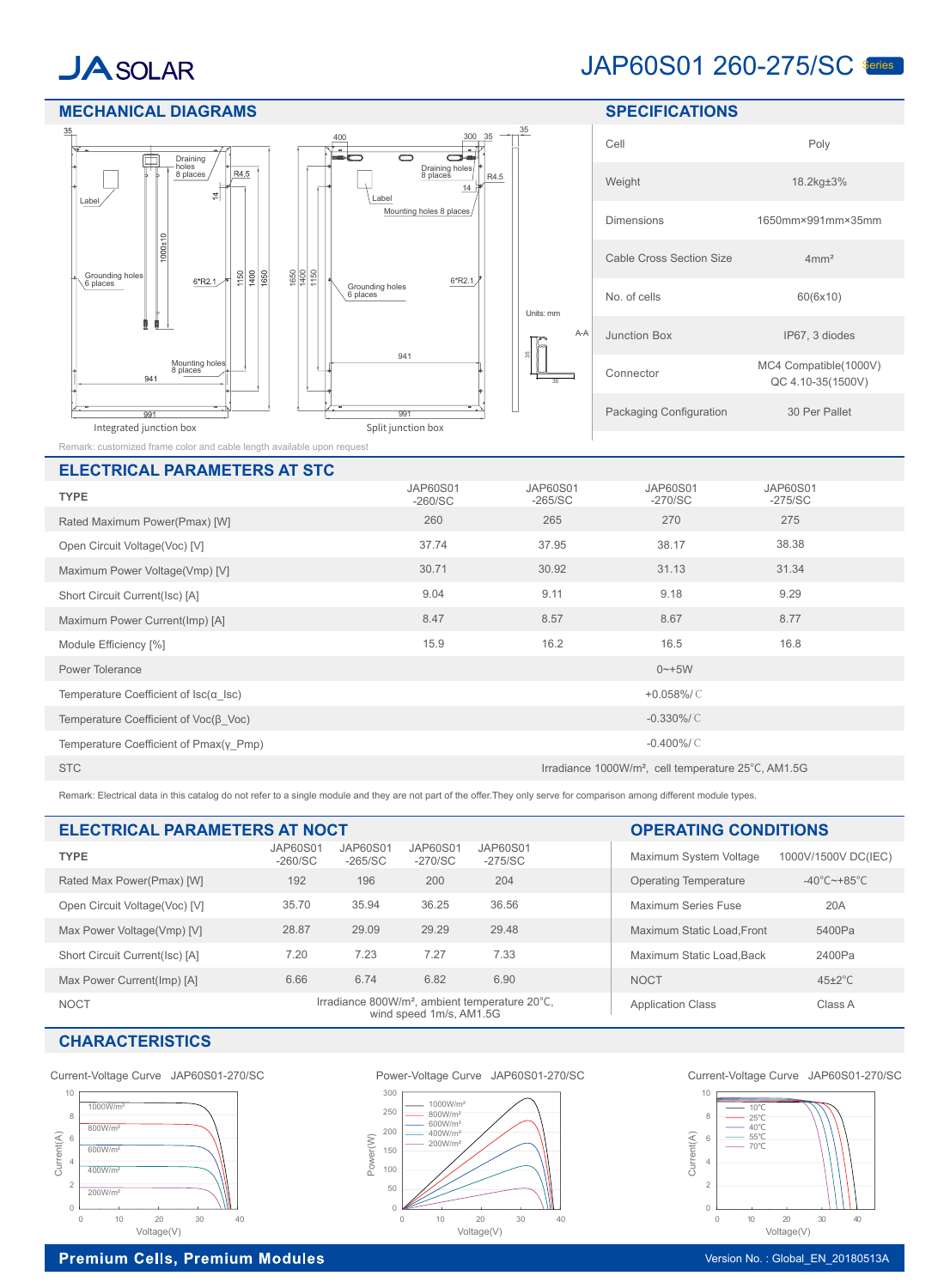# JA SOLAR

# JAP60S01 260-275/SC Series

## MECHANICAL DIAGRAMS

35

Draining holes 8 places

R4.5

14

Label

1000±10

Grounding holes 6 places

6*R2.1

1150 1400 1650

Mounting holes 8 places

941

991

Integrated junction box

400

300 35

35

Draining holes 8 places

R4.5

14

Label

Mounting holes 8 places

1650 1400 1150

Grounding holes 6 places

6*R2.1

941

991

Split junction box

Units: mm

A-A

35

35

Remark: customized frame color and cable length available upon request

## SPECIFICATIONS

| | |
|---|---|
| Cell | Poly |
| Weight | 18.2kg±3% |
| Dimensions | 1650mm×991mm×35mm |
| Cable Cross Section Size | 4mm² |
| No. of cells | 60(6x10) |
| Junction Box | IP67, 3 diodes |
| Connector | MC4 Compatible(1000V) QC 4.10-35(1500V) |
| Packaging Configuration | 30 Per Pallet |

## ELECTRICAL PARAMETERS AT STC

| TYPE | JAP60S01 -260/SC | JAP60S01 -265/SC | JAP60S01 -270/SC | JAP60S01 -275/SC |
|---|---|---|---|---|
| Rated Maximum Power(Pmax) [W] | 260 | 265 | 270 | 275 |
| Open Circuit Voltage(Voc) [V] | 37.74 | 37.95 | 38.17 | 38.38 |
| Maximum Power Voltage(Vmp) [V] | 30.71 | 30.92 | 31.13 | 31.34 |
| Short Circuit Current(Isc) [A] | 9.04 | 9.11 | 9.18 | 9.29 |
| Maximum Power Current(Imp) [A] | 8.47 | 8.57 | 8.67 | 8.77 |
| Module Efficiency [%] | 15.9 | 16.2 | 16.5 | 16.8 |
| Power Tolerance | 0~+5W | | | |
| Temperature Coefficient of Isc(α_Isc) | +0.058%/℃ | | | |
| Temperature Coefficient of Voc(β_Voc) | -0.330%/℃ | | | |
| Temperature Coefficient of Pmax(γ_Pmp) | -0.400%/℃ | | | |
| STC | Irradiance 1000W/m², cell temperature 25°C, AM1.5G | | | |

Remark: Electrical data in this catalog do not refer to a single module and they are not part of the offer.They only serve for comparison among different module types.

## ELECTRICAL PARAMETERS AT NOCT

| TYPE | JAP60S01 -260/SC | JAP60S01 -265/SC | JAP60S01 -270/SC | JAP60S01 -275/SC |
|---|---|---|---|---|
| Rated Max Power(Pmax) [W] | 192 | 196 | 200 | 204 |
| Open Circuit Voltage(Voc) [V] | 35.70 | 35.94 | 36.25 | 36.56 |
| Max Power Voltage(Vmp) [V] | 28.87 | 29.09 | 29.29 | 29.48 |
| Short Circuit Current(Isc) [A] | 7.20 | 7.23 | 7.27 | 7.33 |
| Max Power Current(Imp) [A] | 6.66 | 6.74 | 6.82 | 6.90 |
| NOCT | Irradiance 800W/m², ambient temperature 20°C, wind speed 1m/s, AM1.5G | | | |

## OPERATING CONDITIONS

| | |
|---|---|
| Maximum System Voltage | 1000V/1500V DC(IEC) |
| Operating Temperature | -40°C~+85°C |
| Maximum Series Fuse | 20A |
| Maximum Static Load,Front | 5400Pa |
| Maximum Static Load,Back | 2400Pa |
| NOCT | 45±2°C |
| Application Class | Class A |

## CHARACTERISTICS

Current-Voltage Curve JAP60S01-270/SC

Current(A)
Voltage(V)
1000W/m²
800W/m²
600W/m²
400W/m²
200W/m²
0 2 4 6 8 10
0 10 20 30 40

Power-Voltage Curve JAP60S01-270/SC

Power(W)
Voltage(V)
1000W/m²
800W/m²
600W/m²
400W/m²
200W/m²
0 50 100 150 200 250 300
0 10 20 30 40

Current-Voltage Curve JAP60S01-270/SC

Current(A)
Voltage(V)
10℃
25℃
40℃
55℃
70℃
0 2 4 6 8 10
0 10 20 30 40

**Premium Cells, Premium Modules**

Version No. : Global_EN_20180513A